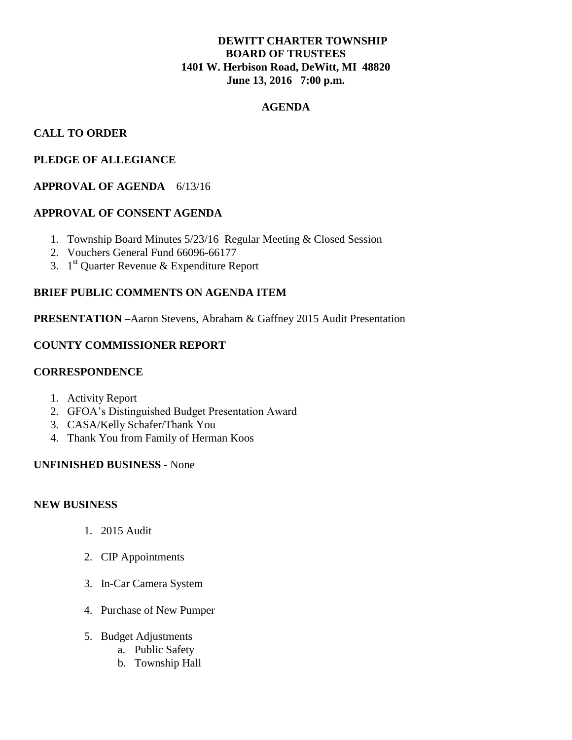# DEWITT CHARTER TOWNSHIP
## BOARD OF TRUSTEES
## 1401 W. Herbison Road, DeWitt, MI 48820
## June 13, 2016 7:00 p.m.

## AGENDA

**CALL TO ORDER**

**PLEDGE OF ALLEGIANCE**

**APPROVAL OF AGENDA** 6/13/16

**APPROVAL OF CONSENT AGENDA**

1. Township Board Minutes 5/23/16 Regular Meeting & Closed Session
2. Vouchers General Fund 66096-66177
3. 1st Quarter Revenue & Expenditure Report

**BRIEF PUBLIC COMMENTS ON AGENDA ITEM**

**PRESENTATION** –Aaron Stevens, Abraham & Gaffney 2015 Audit Presentation

**COUNTY COMMISSIONER REPORT**

**CORRESPONDENCE**

1. Activity Report
2. GFOA's Distinguished Budget Presentation Award
3. CASA/Kelly Schafer/Thank You
4. Thank You from Family of Herman Koos

**UNFINISHED BUSINESS -** None

**NEW BUSINESS**

1. 2015 Audit
2. CIP Appointments
3. In-Car Camera System
4. Purchase of New Pumper
5. Budget Adjustments
   a. Public Safety
   b. Township Hall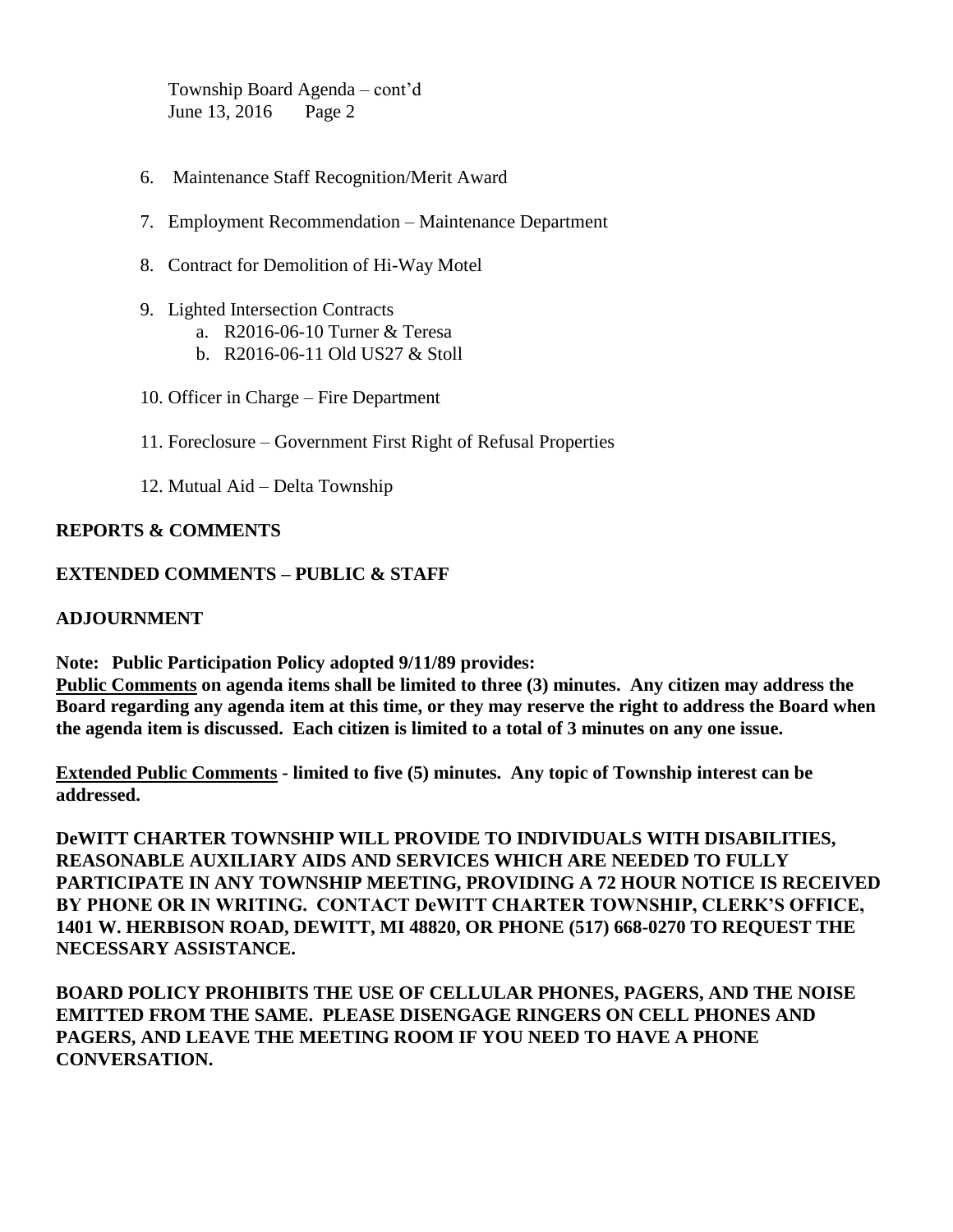6. Maintenance Staff Recognition/Merit Award

7. Employment Recommendation – Maintenance Department

8. Contract for Demolition of Hi-Way Motel

9. Lighted Intersection Contracts
   a. R2016-06-10 Turner & Teresa
   b. R2016-06-11 Old US27 & Stoll

10. Officer in Charge – Fire Department

11. Foreclosure – Government First Right of Refusal Properties

12. Mutual Aid – Delta Township

**REPORTS & COMMENTS**

**EXTENDED COMMENTS – PUBLIC & STAFF**

**ADJOURNMENT**

**Note: Public Participation Policy adopted 9/11/89 provides:**
**Public Comments on agenda items shall be limited to three (3) minutes. Any citizen may address the Board regarding any agenda item at this time, or they may reserve the right to address the Board when the agenda item is discussed. Each citizen is limited to a total of 3 minutes on any one issue.**

**Extended Public Comments - limited to five (5) minutes. Any topic of Township interest can be addressed.**

**DeWITT CHARTER TOWNSHIP WILL PROVIDE TO INDIVIDUALS WITH DISABILITIES, REASONABLE AUXILIARY AIDS AND SERVICES WHICH ARE NEEDED TO FULLY PARTICIPATE IN ANY TOWNSHIP MEETING, PROVIDING A 72 HOUR NOTICE IS RECEIVED BY PHONE OR IN WRITING. CONTACT DeWITT CHARTER TOWNSHIP, CLERK'S OFFICE, 1401 W. HERBISON ROAD, DEWITT, MI 48820, OR PHONE (517) 668-0270 TO REQUEST THE NECESSARY ASSISTANCE.**

**BOARD POLICY PROHIBITS THE USE OF CELLULAR PHONES, PAGERS, AND THE NOISE EMITTED FROM THE SAME. PLEASE DISENGAGE RINGERS ON CELL PHONES AND PAGERS, AND LEAVE THE MEETING ROOM IF YOU NEED TO HAVE A PHONE CONVERSATION.**